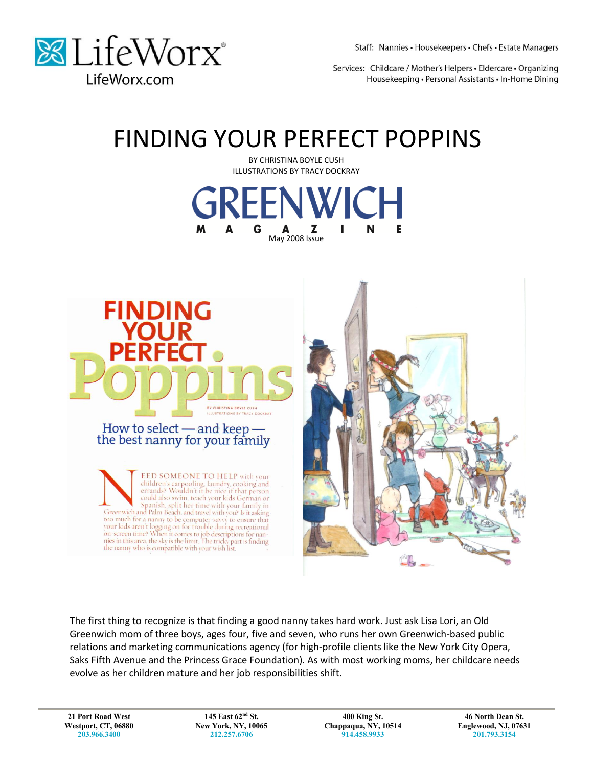LifeWorx®
LifeWorx.com

Staff: Nannies • Housekeepers • Chefs • Estate Managers

Services: Childcare / Mother's Helpers • Eldercare • Organizing
Housekeeping • Personal Assistants • In-Home Dining

# FINDING YOUR PERFECT POPPINS

BY CHRISTINA BOYLE CUSH
ILLUSTRATIONS BY TRACY DOCKRAY

GREENWICH MAGAZINE
May 2008 Issue

# FINDING YOUR PERFECT Poppins

BY CHRISTINA BOYLE CUSH
ILLUSTRATIONS BY TRACY DOCKRAY

## How to select — and keep — the best nanny for your family

NEED SOMEONE TO HELP with your children's carpooling, laundry, cooking and errands? Wouldn't it be nice if that person could also swim, teach your kids German or Spanish, split her time with your family in Greenwich and Palm Beach, and travel with you? Is it asking too much for a nanny to be computer-savvy to ensure that your kids aren't logging on for trouble during recreational on-screen time? When it comes to job descriptions for nannies in this area, the sky is the limit. The tricky part is finding the nanny who is compatible with your wish list.

The first thing to recognize is that finding a good nanny takes hard work. Just ask Lisa Lori, an Old Greenwich mom of three boys, ages four, five and seven, who runs her own Greenwich-based public relations and marketing communications agency (for high-profile clients like the New York City Opera, Saks Fifth Avenue and the Princess Grace Foundation). As with most working moms, her childcare needs evolve as her children mature and her job responsibilities shift.

| 21 Port Road West | 145 East 62nd St. | 400 King St. | 46 North Dean St. |
|---|---|---|---|
| Westport, CT, 06880 | New York, NY, 10065 | Chappaqua, NY, 10514 | Englewood, NJ, 07631 |
| 203.966.3400 | 212.257.6706 | 914.458.9933 | 201.793.3154 |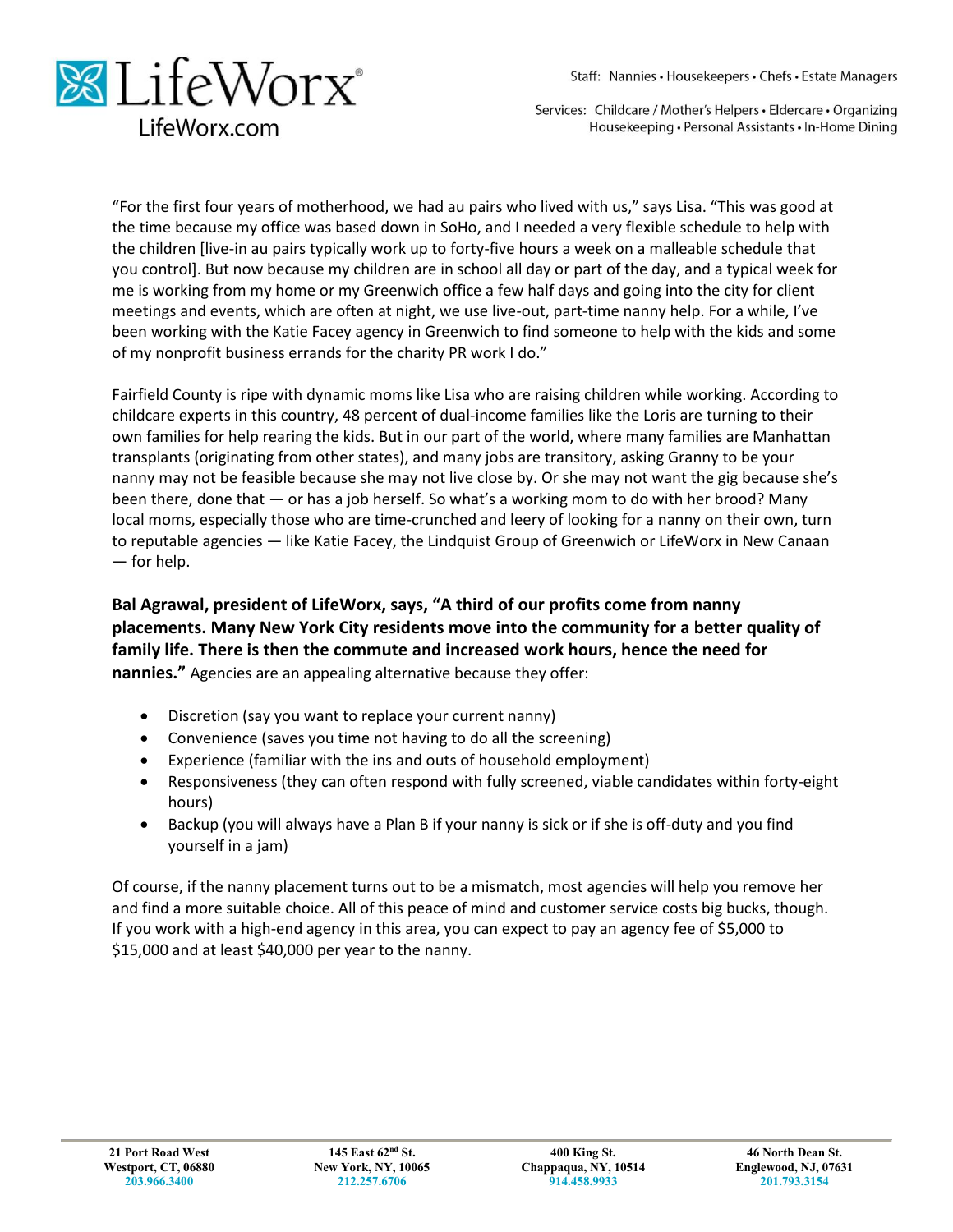“For the first four years of motherhood, we had au pairs who lived with us,” says Lisa. “This was good at the time because my office was based down in SoHo, and I needed a very flexible schedule to help with the children [live-in au pairs typically work up to forty-five hours a week on a malleable schedule that you control]. But now because my children are in school all day or part of the day, and a typical week for me is working from my home or my Greenwich office a few half days and going into the city for client meetings and events, which are often at night, we use live-out, part-time nanny help. For a while, I’ve been working with the Katie Facey agency in Greenwich to find someone to help with the kids and some of my nonprofit business errands for the charity PR work I do.”

Fairfield County is ripe with dynamic moms like Lisa who are raising children while working. According to childcare experts in this country, 48 percent of dual-income families like the Loris are turning to their own families for help rearing the kids. But in our part of the world, where many families are Manhattan transplants (originating from other states), and many jobs are transitory, asking Granny to be your nanny may not be feasible because she may not live close by. Or she may not want the gig because she’s been there, done that — or has a job herself. So what’s a working mom to do with her brood? Many local moms, especially those who are time-crunched and leery of looking for a nanny on their own, turn to reputable agencies — like Katie Facey, the Lindquist Group of Greenwich or LifeWorx in New Canaan — for help.

**Bal Agrawal, president of LifeWorx, says, “A third of our profits come from nanny placements. Many New York City residents move into the community for a better quality of family life. There is then the commute and increased work hours, hence the need for nannies.”** Agencies are an appealing alternative because they offer:

- Discretion (say you want to replace your current nanny)
- Convenience (saves you time not having to do all the screening)
- Experience (familiar with the ins and outs of household employment)
- Responsiveness (they can often respond with fully screened, viable candidates within forty-eight hours)
- Backup (you will always have a Plan B if your nanny is sick or if she is off-duty and you find yourself in a jam)

Of course, if the nanny placement turns out to be a mismatch, most agencies will help you remove her and find a more suitable choice. All of this peace of mind and customer service costs big bucks, though. If you work with a high-end agency in this area, you can expect to pay an agency fee of $5,000 to $15,000 and at least $40,000 per year to the nanny.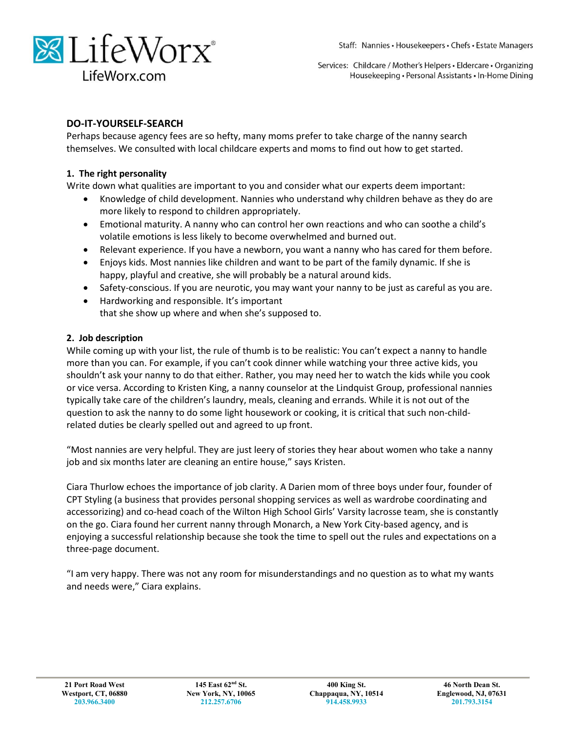## DO-IT-YOURSELF-SEARCH

Perhaps because agency fees are so hefty, many moms prefer to take charge of the nanny search themselves. We consulted with local childcare experts and moms to find out how to get started.

### 1. The right personality

Write down what qualities are important to you and consider what our experts deem important:

- Knowledge of child development. Nannies who understand why children behave as they do are more likely to respond to children appropriately.
- Emotional maturity. A nanny who can control her own reactions and who can soothe a child's volatile emotions is less likely to become overwhelmed and burned out.
- Relevant experience. If you have a newborn, you want a nanny who has cared for them before.
- Enjoys kids. Most nannies like children and want to be part of the family dynamic. If she is happy, playful and creative, she will probably be a natural around kids.
- Safety-conscious. If you are neurotic, you may want your nanny to be just as careful as you are.
- Hardworking and responsible. It's important that she show up where and when she's supposed to.

### 2. Job description

While coming up with your list, the rule of thumb is to be realistic: You can't expect a nanny to handle more than you can. For example, if you can't cook dinner while watching your three active kids, you shouldn't ask your nanny to do that either. Rather, you may need her to watch the kids while you cook or vice versa. According to Kristen King, a nanny counselor at the Lindquist Group, professional nannies typically take care of the children's laundry, meals, cleaning and errands. While it is not out of the question to ask the nanny to do some light housework or cooking, it is critical that such non-child-related duties be clearly spelled out and agreed to up front.

"Most nannies are very helpful. They are just leery of stories they hear about women who take a nanny job and six months later are cleaning an entire house," says Kristen.

Ciara Thurlow echoes the importance of job clarity. A Darien mom of three boys under four, founder of CPT Styling (a business that provides personal shopping services as well as wardrobe coordinating and accessorizing) and co-head coach of the Wilton High School Girls' Varsity lacrosse team, she is constantly on the go. Ciara found her current nanny through Monarch, a New York City-based agency, and is enjoying a successful relationship because she took the time to spell out the rules and expectations on a three-page document.

"I am very happy. There was not any room for misunderstandings and no question as to what my wants and needs were," Ciara explains.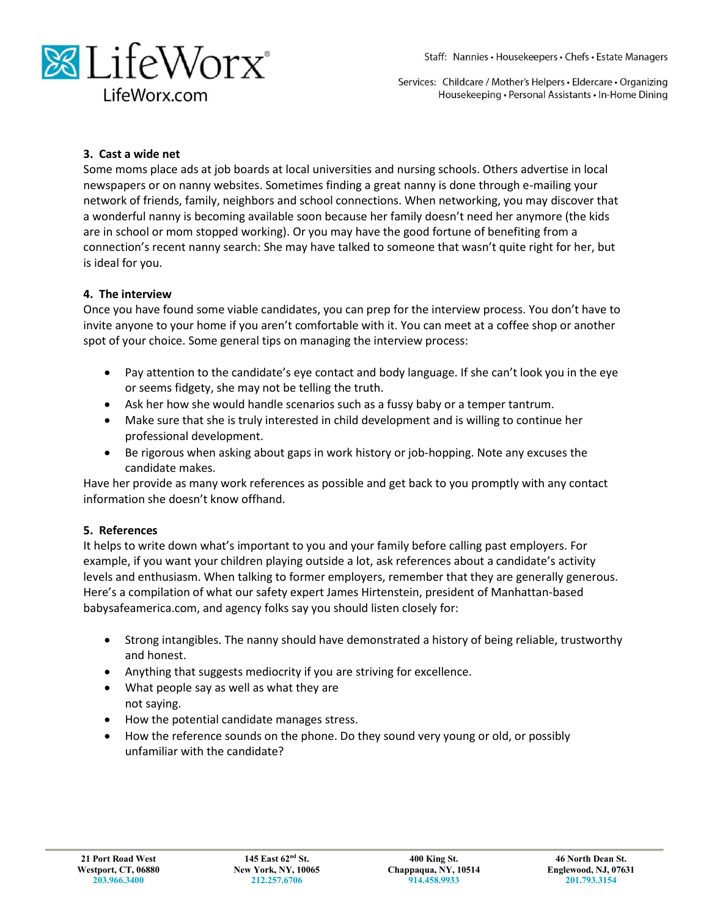### 3. Cast a wide net

Some moms place ads at job boards at local universities and nursing schools. Others advertise in local newspapers or on nanny websites. Sometimes finding a great nanny is done through e-mailing your network of friends, family, neighbors and school connections. When networking, you may discover that a wonderful nanny is becoming available soon because her family doesn't need her anymore (the kids are in school or mom stopped working). Or you may have the good fortune of benefiting from a connection's recent nanny search: She may have talked to someone that wasn't quite right for her, but is ideal for you.

### 4. The interview

Once you have found some viable candidates, you can prep for the interview process. You don't have to invite anyone to your home if you aren't comfortable with it. You can meet at a coffee shop or another spot of your choice. Some general tips on managing the interview process:

- Pay attention to the candidate's eye contact and body language. If she can't look you in the eye or seems fidgety, she may not be telling the truth.
- Ask her how she would handle scenarios such as a fussy baby or a temper tantrum.
- Make sure that she is truly interested in child development and is willing to continue her professional development.
- Be rigorous when asking about gaps in work history or job-hopping. Note any excuses the candidate makes.

Have her provide as many work references as possible and get back to you promptly with any contact information she doesn't know offhand.

### 5. References

It helps to write down what's important to you and your family before calling past employers. For example, if you want your children playing outside a lot, ask references about a candidate's activity levels and enthusiasm. When talking to former employers, remember that they are generally generous. Here's a compilation of what our safety expert James Hirtenstein, president of Manhattan-based babysafeamerica.com, and agency folks say you should listen closely for:

- Strong intangibles. The nanny should have demonstrated a history of being reliable, trustworthy and honest.
- Anything that suggests mediocrity if you are striving for excellence.
- What people say as well as what they are not saying.
- How the potential candidate manages stress.
- How the reference sounds on the phone. Do they sound very young or old, or possibly unfamiliar with the candidate?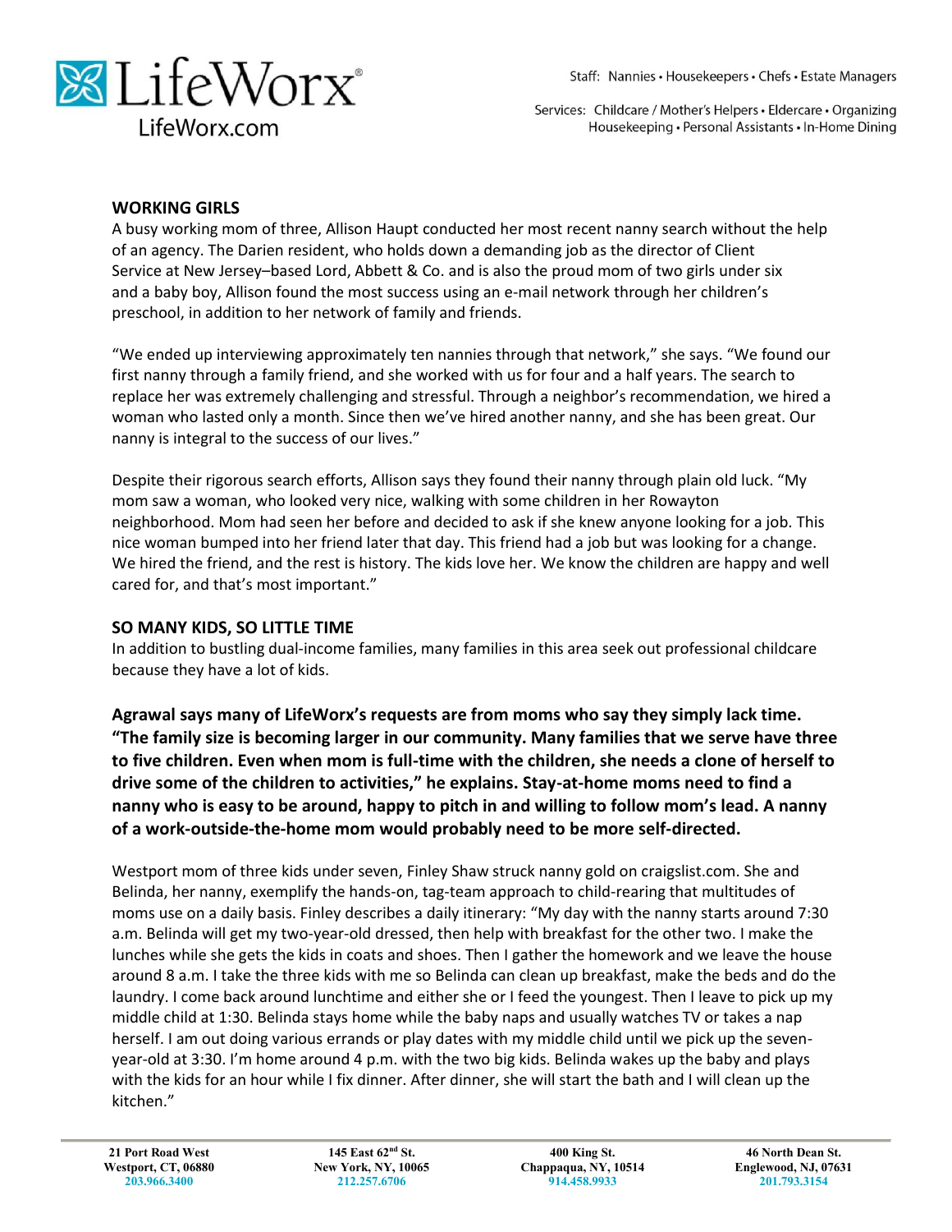## WORKING GIRLS

A busy working mom of three, Allison Haupt conducted her most recent nanny search without the help of an agency. The Darien resident, who holds down a demanding job as the director of Client Service at New Jersey–based Lord, Abbett & Co. and is also the proud mom of two girls under six and a baby boy, Allison found the most success using an e-mail network through her children's preschool, in addition to her network of family and friends.

"We ended up interviewing approximately ten nannies through that network," she says. "We found our first nanny through a family friend, and she worked with us for four and a half years. The search to replace her was extremely challenging and stressful. Through a neighbor's recommendation, we hired a woman who lasted only a month. Since then we've hired another nanny, and she has been great. Our nanny is integral to the success of our lives."

Despite their rigorous search efforts, Allison says they found their nanny through plain old luck. "My mom saw a woman, who looked very nice, walking with some children in her Rowayton neighborhood. Mom had seen her before and decided to ask if she knew anyone looking for a job. This nice woman bumped into her friend later that day. This friend had a job but was looking for a change. We hired the friend, and the rest is history. The kids love her. We know the children are happy and well cared for, and that's most important."

## SO MANY KIDS, SO LITTLE TIME

In addition to bustling dual-income families, many families in this area seek out professional childcare because they have a lot of kids.

**Agrawal says many of LifeWorx's requests are from moms who say they simply lack time. "The family size is becoming larger in our community. Many families that we serve have three to five children. Even when mom is full-time with the children, she needs a clone of herself to drive some of the children to activities," he explains. Stay-at-home moms need to find a nanny who is easy to be around, happy to pitch in and willing to follow mom's lead. A nanny of a work-outside-the-home mom would probably need to be more self-directed.**

Westport mom of three kids under seven, Finley Shaw struck nanny gold on craigslist.com. She and Belinda, her nanny, exemplify the hands-on, tag-team approach to child-rearing that multitudes of moms use on a daily basis. Finley describes a daily itinerary: "My day with the nanny starts around 7:30 a.m. Belinda will get my two-year-old dressed, then help with breakfast for the other two. I make the lunches while she gets the kids in coats and shoes. Then I gather the homework and we leave the house around 8 a.m. I take the three kids with me so Belinda can clean up breakfast, make the beds and do the laundry. I come back around lunchtime and either she or I feed the youngest. Then I leave to pick up my middle child at 1:30. Belinda stays home while the baby naps and usually watches TV or takes a nap herself. I am out doing various errands or play dates with my middle child until we pick up the seven-year-old at 3:30. I'm home around 4 p.m. with the two big kids. Belinda wakes up the baby and plays with the kids for an hour while I fix dinner. After dinner, she will start the bath and I will clean up the kitchen."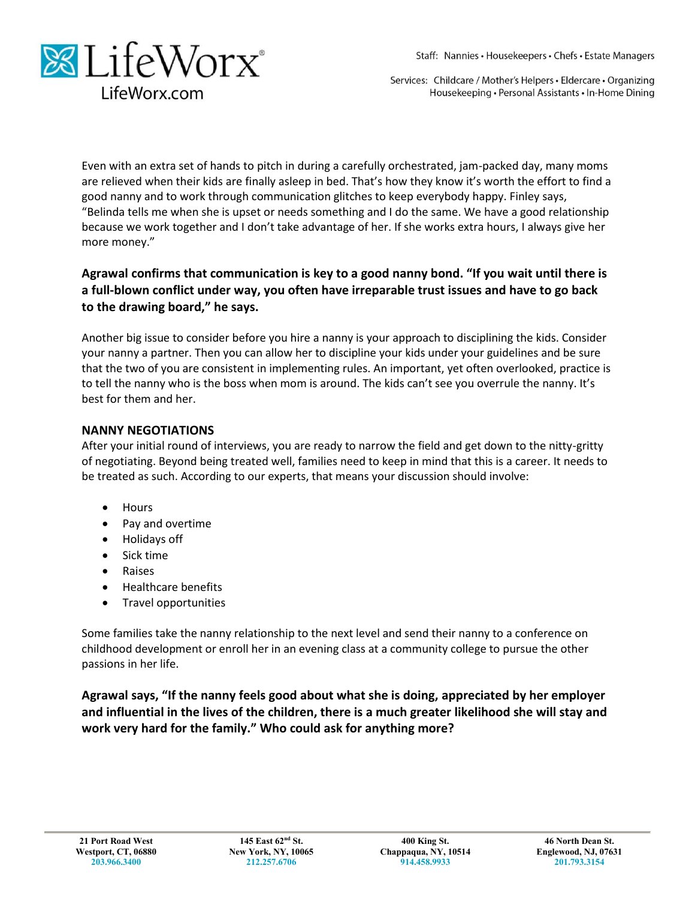Even with an extra set of hands to pitch in during a carefully orchestrated, jam-packed day, many moms are relieved when their kids are finally asleep in bed. That's how they know it's worth the effort to find a good nanny and to work through communication glitches to keep everybody happy. Finley says, "Belinda tells me when she is upset or needs something and I do the same. We have a good relationship because we work together and I don't take advantage of her. If she works extra hours, I always give her more money."

**Agrawal confirms that communication is key to a good nanny bond. "If you wait until there is a full-blown conflict under way, you often have irreparable trust issues and have to go back to the drawing board," he says.**

Another big issue to consider before you hire a nanny is your approach to disciplining the kids. Consider your nanny a partner. Then you can allow her to discipline your kids under your guidelines and be sure that the two of you are consistent in implementing rules. An important, yet often overlooked, practice is to tell the nanny who is the boss when mom is around. The kids can't see you overrule the nanny. It's best for them and her.

**NANNY NEGOTIATIONS**

After your initial round of interviews, you are ready to narrow the field and get down to the nitty-gritty of negotiating. Beyond being treated well, families need to keep in mind that this is a career. It needs to be treated as such. According to our experts, that means your discussion should involve:

- Hours
- Pay and overtime
- Holidays off
- Sick time
- Raises
- Healthcare benefits
- Travel opportunities

Some families take the nanny relationship to the next level and send their nanny to a conference on childhood development or enroll her in an evening class at a community college to pursue the other passions in her life.

**Agrawal says, "If the nanny feels good about what she is doing, appreciated by her employer and influential in the lives of the children, there is a much greater likelihood she will stay and work very hard for the family." Who could ask for anything more?**